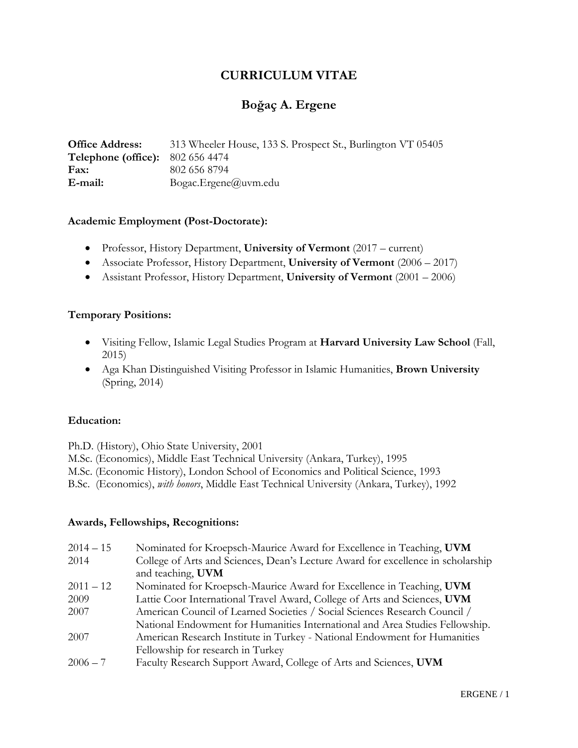# CURRICULUM VITAE

## Boğaç A. Ergene

**Office Address:** 313 Wheeler House, 133 S. Prospect St., Burlington VT 05405
**Telephone (office):** 802 656 4474
**Fax:** 802 656 8794
**E-mail:** Bogac.Ergene@uvm.edu

### Academic Employment (Post-Doctorate):

- Professor, History Department, **University of Vermont** (2017 – current)
- Associate Professor, History Department, **University of Vermont** (2006 – 2017)
- Assistant Professor, History Department, **University of Vermont** (2001 – 2006)

### Temporary Positions:

- Visiting Fellow, Islamic Legal Studies Program at **Harvard University Law School** (Fall, 2015)
- Aga Khan Distinguished Visiting Professor in Islamic Humanities, **Brown University** (Spring, 2014)

### Education:

Ph.D. (History), Ohio State University, 2001
M.Sc. (Economics), Middle East Technical University (Ankara, Turkey), 1995
M.Sc. (Economic History), London School of Economics and Political Science, 1993
B.Sc. (Economics), *with honors*, Middle East Technical University (Ankara, Turkey), 1992

### Awards, Fellowships, Recognitions:

| | |
|---|---|
| 2014 – 15 | Nominated for Kroepsch-Maurice Award for Excellence in Teaching, **UVM** |
| 2014 | College of Arts and Sciences, Dean's Lecture Award for excellence in scholarship and teaching, **UVM** |
| 2011 – 12 | Nominated for Kroepsch-Maurice Award for Excellence in Teaching, **UVM** |
| 2009 | Lattie Coor International Travel Award, College of Arts and Sciences, **UVM** |
| 2007 | American Council of Learned Societies / Social Sciences Research Council / National Endowment for Humanities International and Area Studies Fellowship. |
| 2007 | American Research Institute in Turkey - National Endowment for Humanities Fellowship for research in Turkey |
| 2006 – 7 | Faculty Research Support Award, College of Arts and Sciences, **UVM** |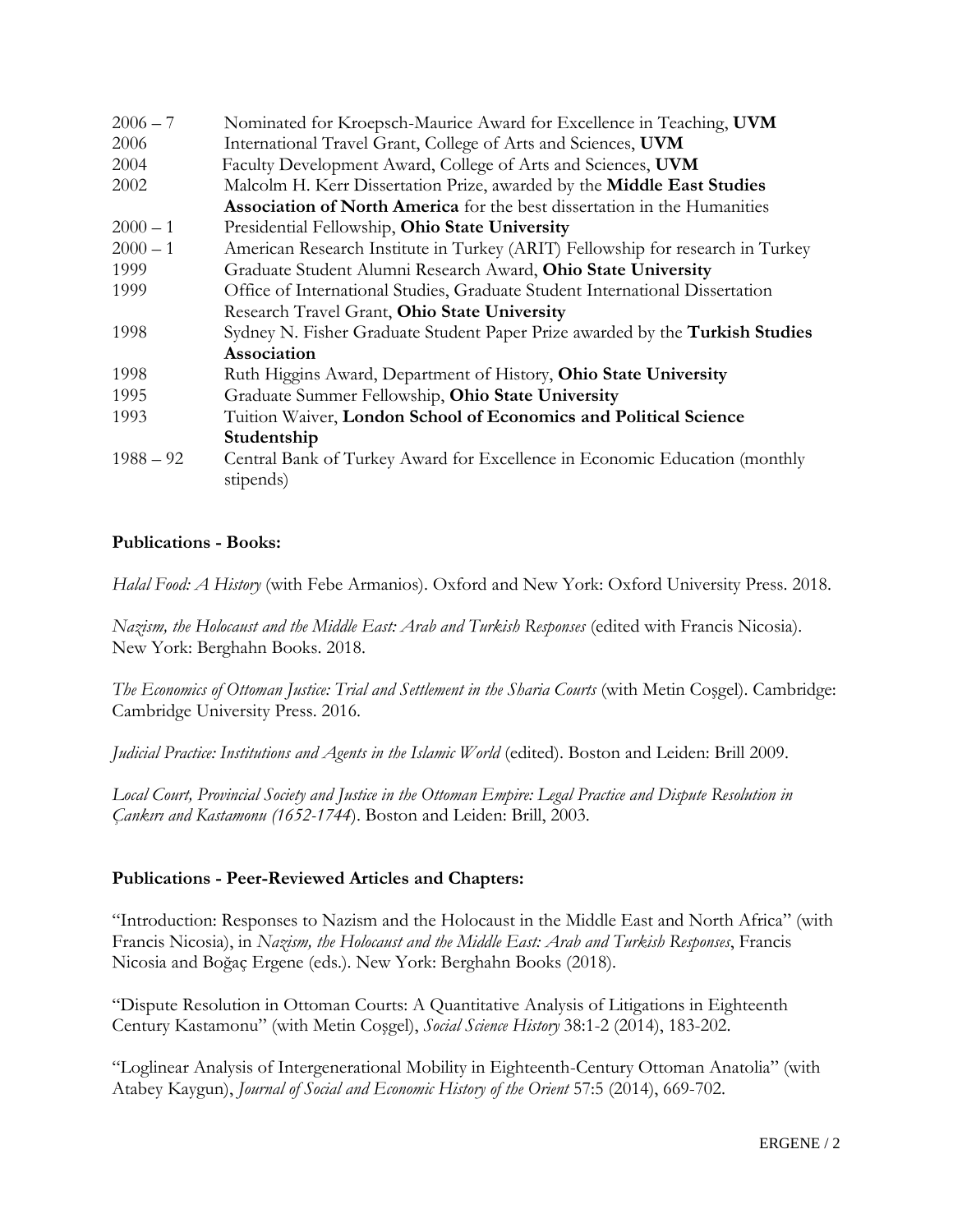| | |
|---|---|
| 2006 – 7 | Nominated for Kroepsch-Maurice Award for Excellence in Teaching, **UVM** |
| 2006 | International Travel Grant, College of Arts and Sciences, **UVM** |
| 2004 | Faculty Development Award, College of Arts and Sciences, **UVM** |
| 2002 | Malcolm H. Kerr Dissertation Prize, awarded by the **Middle East Studies Association of North America** for the best dissertation in the Humanities |
| 2000 – 1 | Presidential Fellowship, **Ohio State University** |
| 2000 – 1 | American Research Institute in Turkey (ARIT) Fellowship for research in Turkey |
| 1999 | Graduate Student Alumni Research Award, **Ohio State University** |
| 1999 | Office of International Studies, Graduate Student International Dissertation Research Travel Grant, **Ohio State University** |
| 1998 | Sydney N. Fisher Graduate Student Paper Prize awarded by the **Turkish Studies Association** |
| 1998 | Ruth Higgins Award, Department of History, **Ohio State University** |
| 1995 | Graduate Summer Fellowship, **Ohio State University** |
| 1993 | Tuition Waiver, **London School of Economics and Political Science Studentship** |
| 1988 – 92 | Central Bank of Turkey Award for Excellence in Economic Education (monthly stipends) |

**Publications - Books:**

*Halal Food: A History* (with Febe Armanios). Oxford and New York: Oxford University Press. 2018.

*Nazism, the Holocaust and the Middle East: Arab and Turkish Responses* (edited with Francis Nicosia). New York: Berghahn Books. 2018.

*The Economics of Ottoman Justice: Trial and Settlement in the Sharia Courts* (with Metin Coşgel). Cambridge: Cambridge University Press. 2016.

*Judicial Practice: Institutions and Agents in the Islamic World* (edited). Boston and Leiden: Brill 2009.

*Local Court, Provincial Society and Justice in the Ottoman Empire: Legal Practice and Dispute Resolution in Çankırı and Kastamonu (1652-1744*). Boston and Leiden: Brill, 2003.

**Publications - Peer-Reviewed Articles and Chapters:**

"Introduction: Responses to Nazism and the Holocaust in the Middle East and North Africa" (with Francis Nicosia), in *Nazism, the Holocaust and the Middle East: Arab and Turkish Responses*, Francis Nicosia and Boğaç Ergene (eds.). New York: Berghahn Books (2018).

"Dispute Resolution in Ottoman Courts: A Quantitative Analysis of Litigations in Eighteenth Century Kastamonu" (with Metin Coşgel), *Social Science History* 38:1-2 (2014), 183-202.

"Loglinear Analysis of Intergenerational Mobility in Eighteenth-Century Ottoman Anatolia" (with Atabey Kaygun), *Journal of Social and Economic History of the Orient* 57:5 (2014), 669-702.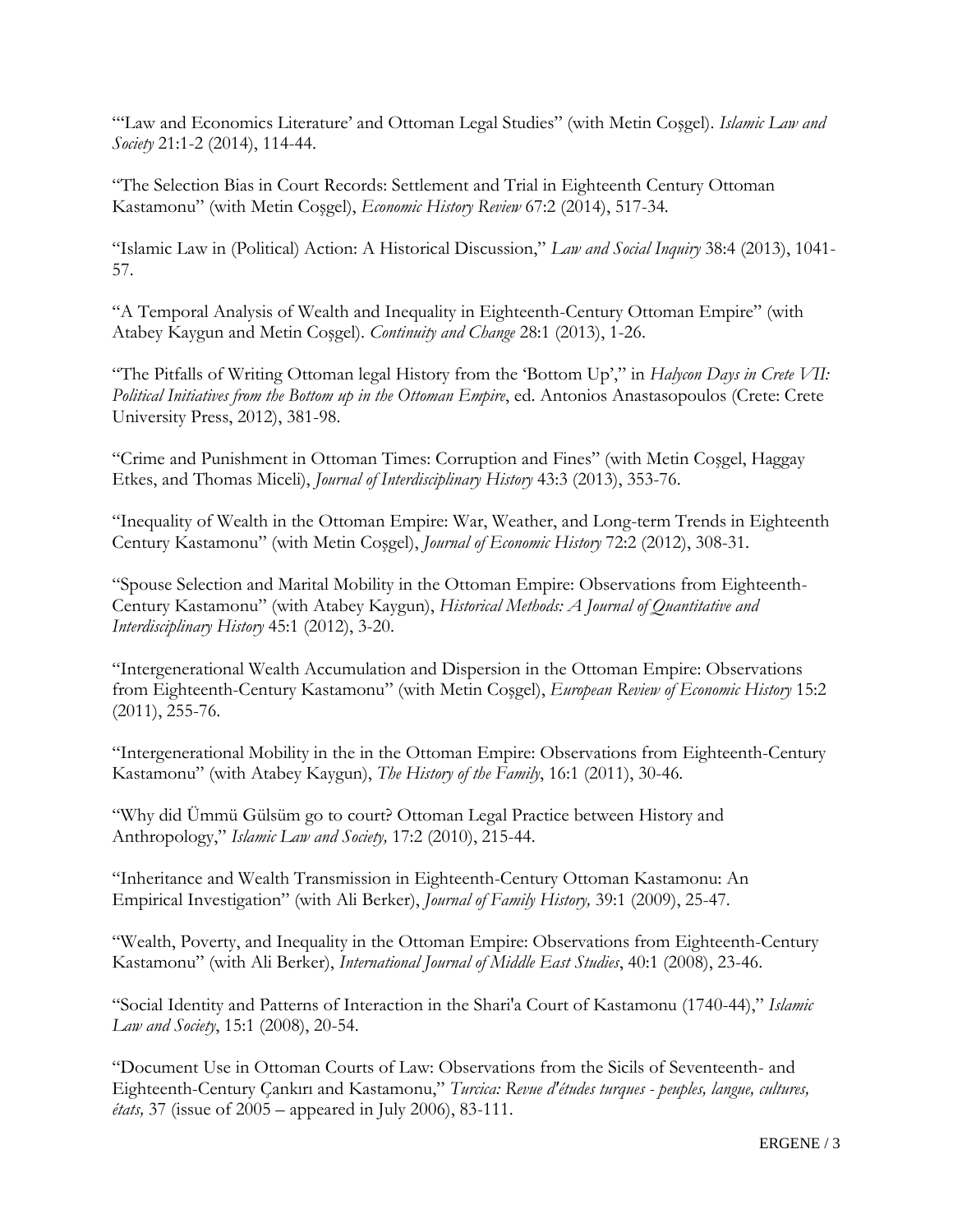"'Law and Economics Literature' and Ottoman Legal Studies" (with Metin Coşgel). *Islamic Law and Society* 21:1-2 (2014), 114-44.

"The Selection Bias in Court Records: Settlement and Trial in Eighteenth Century Ottoman Kastamonu" (with Metin Coşgel), *Economic History Review* 67:2 (2014), 517-34.

"Islamic Law in (Political) Action: A Historical Discussion," *Law and Social Inquiry* 38:4 (2013), 1041-57.

"A Temporal Analysis of Wealth and Inequality in Eighteenth-Century Ottoman Empire" (with Atabey Kaygun and Metin Coşgel). *Continuity and Change* 28:1 (2013), 1-26.

"The Pitfalls of Writing Ottoman legal History from the 'Bottom Up'," in *Halycon Days in Crete VII: Political Initiatives from the Bottom up in the Ottoman Empire*, ed. Antonios Anastasopoulos (Crete: Crete University Press, 2012), 381-98.

"Crime and Punishment in Ottoman Times: Corruption and Fines" (with Metin Coşgel, Haggay Etkes, and Thomas Miceli), *Journal of Interdisciplinary History* 43:3 (2013), 353-76.

"Inequality of Wealth in the Ottoman Empire: War, Weather, and Long-term Trends in Eighteenth Century Kastamonu" (with Metin Coşgel), *Journal of Economic History* 72:2 (2012), 308-31.

"Spouse Selection and Marital Mobility in the Ottoman Empire: Observations from Eighteenth-Century Kastamonu" (with Atabey Kaygun), *Historical Methods: A Journal of Quantitative and Interdisciplinary History* 45:1 (2012), 3-20.

"Intergenerational Wealth Accumulation and Dispersion in the Ottoman Empire: Observations from Eighteenth-Century Kastamonu" (with Metin Coşgel), *European Review of Economic History* 15:2 (2011), 255-76.

"Intergenerational Mobility in the in the Ottoman Empire: Observations from Eighteenth-Century Kastamonu" (with Atabey Kaygun), *The History of the Family*, 16:1 (2011), 30-46.

"Why did Ümmü Gülsüm go to court? Ottoman Legal Practice between History and Anthropology," *Islamic Law and Society,* 17:2 (2010), 215-44.

"Inheritance and Wealth Transmission in Eighteenth-Century Ottoman Kastamonu: An Empirical Investigation" (with Ali Berker), *Journal of Family History,* 39:1 (2009), 25-47.

"Wealth, Poverty, and Inequality in the Ottoman Empire: Observations from Eighteenth-Century Kastamonu" (with Ali Berker), *International Journal of Middle East Studies*, 40:1 (2008), 23-46.

"Social Identity and Patterns of Interaction in the Shari'a Court of Kastamonu (1740-44)," *Islamic Law and Society*, 15:1 (2008), 20-54.

"Document Use in Ottoman Courts of Law: Observations from the Sicils of Seventeenth- and Eighteenth-Century Çankırı and Kastamonu," *Turcica: Revue d'études turques - peuples, langue, cultures, états,* 37 (issue of 2005 – appeared in July 2006), 83-111.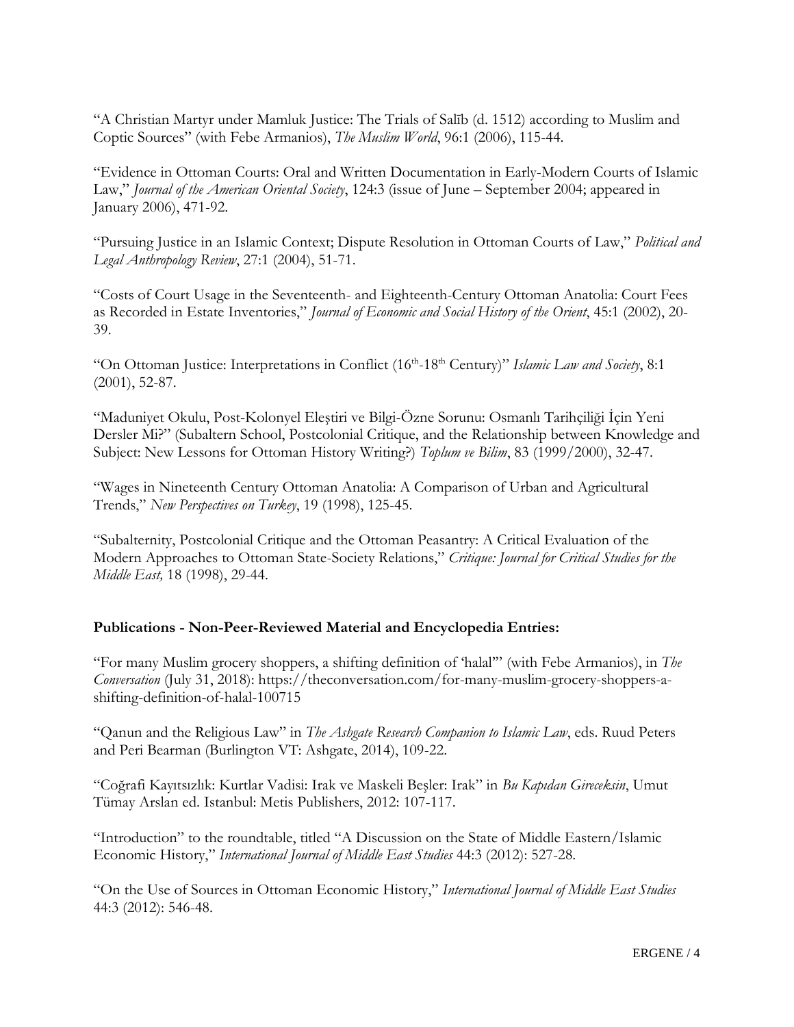"A Christian Martyr under Mamluk Justice: The Trials of Salīb (d. 1512) according to Muslim and Coptic Sources" (with Febe Armanios), *The Muslim World*, 96:1 (2006), 115-44.

"Evidence in Ottoman Courts: Oral and Written Documentation in Early-Modern Courts of Islamic Law," *Journal of the American Oriental Society*, 124:3 (issue of June – September 2004; appeared in January 2006), 471-92.

"Pursuing Justice in an Islamic Context; Dispute Resolution in Ottoman Courts of Law," *Political and Legal Anthropology Review*, 27:1 (2004), 51-71.

"Costs of Court Usage in the Seventeenth- and Eighteenth-Century Ottoman Anatolia: Court Fees as Recorded in Estate Inventories," *Journal of Economic and Social History of the Orient*, 45:1 (2002), 20-39.

"On Ottoman Justice: Interpretations in Conflict (16th-18th Century)" *Islamic Law and Society*, 8:1 (2001), 52-87.

"Maduniyet Okulu, Post-Kolonyel Eleştiri ve Bilgi-Özne Sorunu: Osmanlı Tarihçiliği İçin Yeni Dersler Mi?" (Subaltern School, Postcolonial Critique, and the Relationship between Knowledge and Subject: New Lessons for Ottoman History Writing?) *Toplum ve Bilim*, 83 (1999/2000), 32-47.

"Wages in Nineteenth Century Ottoman Anatolia: A Comparison of Urban and Agricultural Trends," *New Perspectives on Turkey*, 19 (1998), 125-45.

"Subalternity, Postcolonial Critique and the Ottoman Peasantry: A Critical Evaluation of the Modern Approaches to Ottoman State-Society Relations," *Critique: Journal for Critical Studies for the Middle East,* 18 (1998), 29-44.

**Publications - Non-Peer-Reviewed Material and Encyclopedia Entries:**

"For many Muslim grocery shoppers, a shifting definition of 'halal'" (with Febe Armanios), in *The Conversation* (July 31, 2018): https://theconversation.com/for-many-muslim-grocery-shoppers-a-shifting-definition-of-halal-100715

"Qanun and the Religious Law" in *The Ashgate Research Companion to Islamic Law*, eds. Ruud Peters and Peri Bearman (Burlington VT: Ashgate, 2014), 109-22.

"Coğrafi Kayıtsızlık: Kurtlar Vadisi: Irak ve Maskeli Beşler: Irak" in *Bu Kapıdan Gireceksin*, Umut Tümay Arslan ed. Istanbul: Metis Publishers, 2012: 107-117.

"Introduction" to the roundtable, titled "A Discussion on the State of Middle Eastern/Islamic Economic History," *International Journal of Middle East Studies* 44:3 (2012): 527-28.

"On the Use of Sources in Ottoman Economic History," *International Journal of Middle East Studies* 44:3 (2012): 546-48.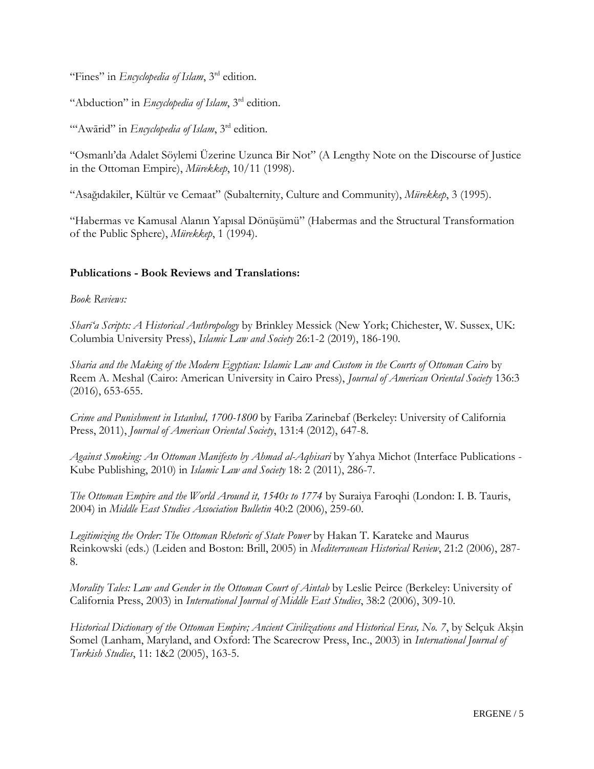"Fines" in *Encyclopedia of Islam*, 3rd edition.

"Abduction" in *Encyclopedia of Islam*, 3rd edition.

"'Awārid" in *Encyclopedia of Islam*, 3rd edition.

"Osmanlı'da Adalet Söylemi Üzerine Uzunca Bir Not" (A Lengthy Note on the Discourse of Justice in the Ottoman Empire), *Mürekkep*, 10/11 (1998).

"Asağıdakiler, Kültür ve Cemaat" (Subalternity, Culture and Community), *Mürekkep*, 3 (1995).

"Habermas ve Kamusal Alanın Yapısal Dönüşümü" (Habermas and the Structural Transformation of the Public Sphere), *Mürekkep*, 1 (1994).

**Publications - Book Reviews and Translations:**

*Book Reviews:*

*Sharī'a Scripts: A Historical Anthropology* by Brinkley Messick (New York; Chichester, W. Sussex, UK: Columbia University Press), *Islamic Law and Society* 26:1-2 (2019), 186-190.

*Sharia and the Making of the Modern Egyptian: Islamic Law and Custom in the Courts of Ottoman Cairo* by Reem A. Meshal (Cairo: American University in Cairo Press), *Journal of American Oriental Society* 136:3 (2016), 653-655.

*Crime and Punishment in Istanbul, 1700-1800* by Fariba Zarinebaf (Berkeley: University of California Press, 2011), *Journal of American Oriental Society*, 131:4 (2012), 647-8.

*Against Smoking: An Ottoman Manifesto by Ahmad al-Aqhisari* by Yahya Michot (Interface Publications - Kube Publishing, 2010) in *Islamic Law and Society* 18: 2 (2011), 286-7.

*The Ottoman Empire and the World Around it, 1540s to 1774* by Suraiya Faroqhi (London: I. B. Tauris, 2004) in *Middle East Studies Association Bulletin* 40:2 (2006), 259-60.

*Legitimizing the Order: The Ottoman Rhetoric of State Power* by Hakan T. Karateke and Maurus Reinkowski (eds.) (Leiden and Boston: Brill, 2005) in *Mediterranean Historical Review*, 21:2 (2006), 287-8.

*Morality Tales: Law and Gender in the Ottoman Court of Aintab* by Leslie Peirce (Berkeley: University of California Press, 2003) in *International Journal of Middle East Studies*, 38:2 (2006), 309-10.

*Historical Dictionary of the Ottoman Empire; Ancient Civilizations and Historical Eras, No. 7*, by Selçuk Akşin Somel (Lanham, Maryland, and Oxford: The Scarecrow Press, Inc., 2003) in *International Journal of Turkish Studies*, 11: 1&2 (2005), 163-5.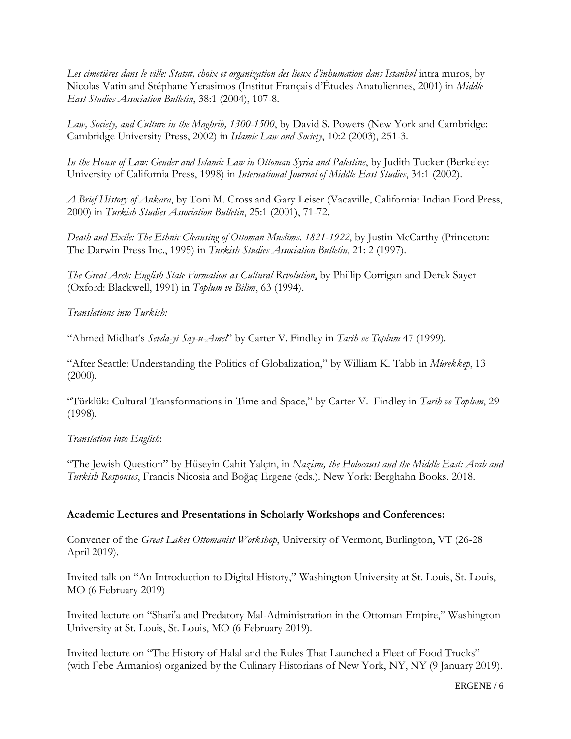*Les cimetières dans le ville: Statut, choix et organization des lieux d'inhumation dans Istanbul* intra muros, by Nicolas Vatin and Stéphane Yerasimos (Institut Français d'Études Anatoliennes, 2001) in *Middle East Studies Association Bulletin*, 38:1 (2004), 107-8.

*Law, Society, and Culture in the Maghrib, 1300-1500*, by David S. Powers (New York and Cambridge: Cambridge University Press, 2002) in *Islamic Law and Society*, 10:2 (2003), 251-3.

*In the House of Law: Gender and Islamic Law in Ottoman Syria and Palestine*, by Judith Tucker (Berkeley: University of California Press, 1998) in *International Journal of Middle East Studies*, 34:1 (2002).

*A Brief History of Ankara*, by Toni M. Cross and Gary Leiser (Vacaville, California: Indian Ford Press, 2000) in *Turkish Studies Association Bulletin*, 25:1 (2001), 71-72.

*Death and Exile: The Ethnic Cleansing of Ottoman Muslims. 1821-1922*, by Justin McCarthy (Princeton: The Darwin Press Inc., 1995) in *Turkish Studies Association Bulletin*, 21: 2 (1997).

*The Great Arch: English State Formation as Cultural Revolution*, by Phillip Corrigan and Derek Sayer (Oxford: Blackwell, 1991) in *Toplum ve Bilim*, 63 (1994).

*Translations into Turkish:*

"Ahmed Midhat's *Sevda-yi Say-u-Amel*" by Carter V. Findley in *Tarih ve Toplum* 47 (1999).

"After Seattle: Understanding the Politics of Globalization," by William K. Tabb in *Mürekkep*, 13 (2000).

"Türklük: Cultural Transformations in Time and Space," by Carter V. Findley in *Tarih ve Toplum*, 29 (1998).

*Translation into English*:

"The Jewish Question" by Hüseyin Cahit Yalçın, in *Nazism, the Holocaust and the Middle East: Arab and Turkish Responses*, Francis Nicosia and Boğaç Ergene (eds.). New York: Berghahn Books. 2018.

**Academic Lectures and Presentations in Scholarly Workshops and Conferences:**

Convener of the *Great Lakes Ottomanist Workshop*, University of Vermont, Burlington, VT (26-28 April 2019).

Invited talk on "An Introduction to Digital History," Washington University at St. Louis, St. Louis, MO (6 February 2019)

Invited lecture on "Shari'a and Predatory Mal-Administration in the Ottoman Empire," Washington University at St. Louis, St. Louis, MO (6 February 2019).

Invited lecture on "The History of Halal and the Rules That Launched a Fleet of Food Trucks" (with Febe Armanios) organized by the Culinary Historians of New York, NY, NY (9 January 2019).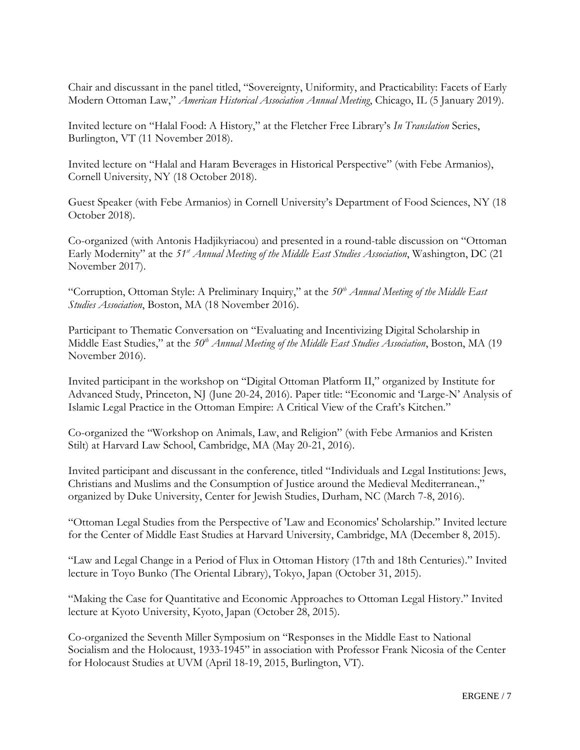Chair and discussant in the panel titled, "Sovereignty, Uniformity, and Practicability: Facets of Early Modern Ottoman Law," *American Historical Association Annual Meeting*, Chicago, IL (5 January 2019).

Invited lecture on "Halal Food: A History," at the Fletcher Free Library's *In Translation* Series, Burlington, VT (11 November 2018).

Invited lecture on "Halal and Haram Beverages in Historical Perspective" (with Febe Armanios), Cornell University, NY (18 October 2018).

Guest Speaker (with Febe Armanios) in Cornell University's Department of Food Sciences, NY (18 October 2018).

Co-organized (with Antonis Hadjikyriacou) and presented in a round-table discussion on "Ottoman Early Modernity" at the *51st Annual Meeting of the Middle East Studies Association*, Washington, DC (21 November 2017).

"Corruption, Ottoman Style: A Preliminary Inquiry," at the *50th Annual Meeting of the Middle East Studies Association*, Boston, MA (18 November 2016).

Participant to Thematic Conversation on "Evaluating and Incentivizing Digital Scholarship in Middle East Studies," at the *50th Annual Meeting of the Middle East Studies Association*, Boston, MA (19 November 2016).

Invited participant in the workshop on "Digital Ottoman Platform II," organized by Institute for Advanced Study, Princeton, NJ (June 20-24, 2016). Paper title: "Economic and 'Large-N' Analysis of Islamic Legal Practice in the Ottoman Empire: A Critical View of the Craft's Kitchen."

Co-organized the "Workshop on Animals, Law, and Religion" (with Febe Armanios and Kristen Stilt) at Harvard Law School, Cambridge, MA (May 20-21, 2016).

Invited participant and discussant in the conference, titled "Individuals and Legal Institutions: Jews, Christians and Muslims and the Consumption of Justice around the Medieval Mediterranean.," organized by Duke University, Center for Jewish Studies, Durham, NC (March 7-8, 2016).

"Ottoman Legal Studies from the Perspective of 'Law and Economics' Scholarship." Invited lecture for the Center of Middle East Studies at Harvard University, Cambridge, MA (December 8, 2015).

"Law and Legal Change in a Period of Flux in Ottoman History (17th and 18th Centuries)." Invited lecture in Toyo Bunko (The Oriental Library), Tokyo, Japan (October 31, 2015).

"Making the Case for Quantitative and Economic Approaches to Ottoman Legal History." Invited lecture at Kyoto University, Kyoto, Japan (October 28, 2015).

Co-organized the Seventh Miller Symposium on "Responses in the Middle East to National Socialism and the Holocaust, 1933-1945" in association with Professor Frank Nicosia of the Center for Holocaust Studies at UVM (April 18-19, 2015, Burlington, VT).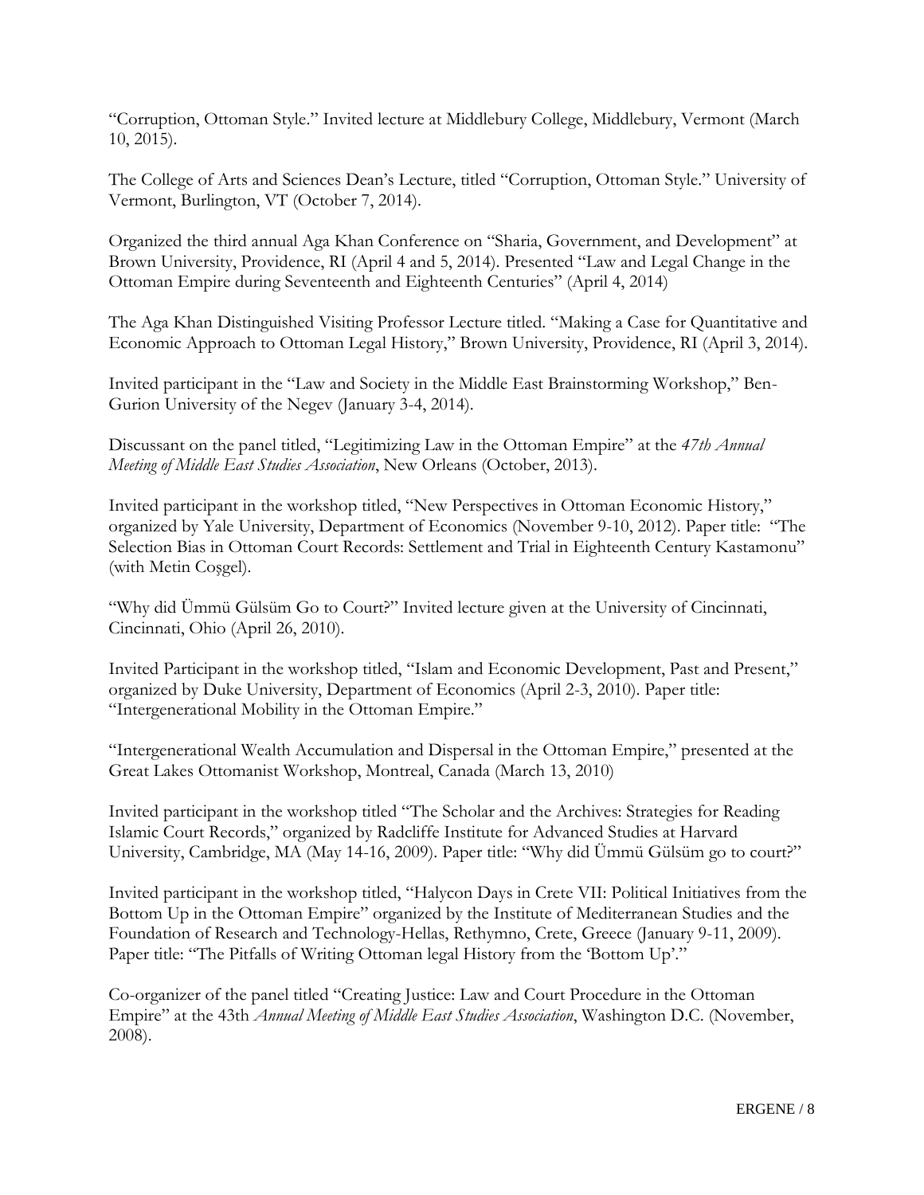"Corruption, Ottoman Style." Invited lecture at Middlebury College, Middlebury, Vermont (March 10, 2015).

The College of Arts and Sciences Dean's Lecture, titled "Corruption, Ottoman Style." University of Vermont, Burlington, VT (October 7, 2014).

Organized the third annual Aga Khan Conference on "Sharia, Government, and Development" at Brown University, Providence, RI (April 4 and 5, 2014). Presented "Law and Legal Change in the Ottoman Empire during Seventeenth and Eighteenth Centuries" (April 4, 2014)

The Aga Khan Distinguished Visiting Professor Lecture titled. "Making a Case for Quantitative and Economic Approach to Ottoman Legal History," Brown University, Providence, RI (April 3, 2014).

Invited participant in the "Law and Society in the Middle East Brainstorming Workshop," Ben-Gurion University of the Negev (January 3-4, 2014).

Discussant on the panel titled, "Legitimizing Law in the Ottoman Empire" at the *47th Annual Meeting of Middle East Studies Association*, New Orleans (October, 2013).

Invited participant in the workshop titled, "New Perspectives in Ottoman Economic History," organized by Yale University, Department of Economics (November 9-10, 2012). Paper title: "The Selection Bias in Ottoman Court Records: Settlement and Trial in Eighteenth Century Kastamonu" (with Metin Coşgel).

"Why did Ümmü Gülsüm Go to Court?" Invited lecture given at the University of Cincinnati, Cincinnati, Ohio (April 26, 2010).

Invited Participant in the workshop titled, "Islam and Economic Development, Past and Present," organized by Duke University, Department of Economics (April 2-3, 2010). Paper title: "Intergenerational Mobility in the Ottoman Empire."

"Intergenerational Wealth Accumulation and Dispersal in the Ottoman Empire," presented at the Great Lakes Ottomanist Workshop, Montreal, Canada (March 13, 2010)

Invited participant in the workshop titled "The Scholar and the Archives: Strategies for Reading Islamic Court Records," organized by Radcliffe Institute for Advanced Studies at Harvard University, Cambridge, MA (May 14-16, 2009). Paper title: "Why did Ümmü Gülsüm go to court?"

Invited participant in the workshop titled, "Halycon Days in Crete VII: Political Initiatives from the Bottom Up in the Ottoman Empire" organized by the Institute of Mediterranean Studies and the Foundation of Research and Technology-Hellas, Rethymno, Crete, Greece (January 9-11, 2009). Paper title: "The Pitfalls of Writing Ottoman legal History from the 'Bottom Up'."

Co-organizer of the panel titled "Creating Justice: Law and Court Procedure in the Ottoman Empire" at the 43th *Annual Meeting of Middle East Studies Association*, Washington D.C. (November, 2008).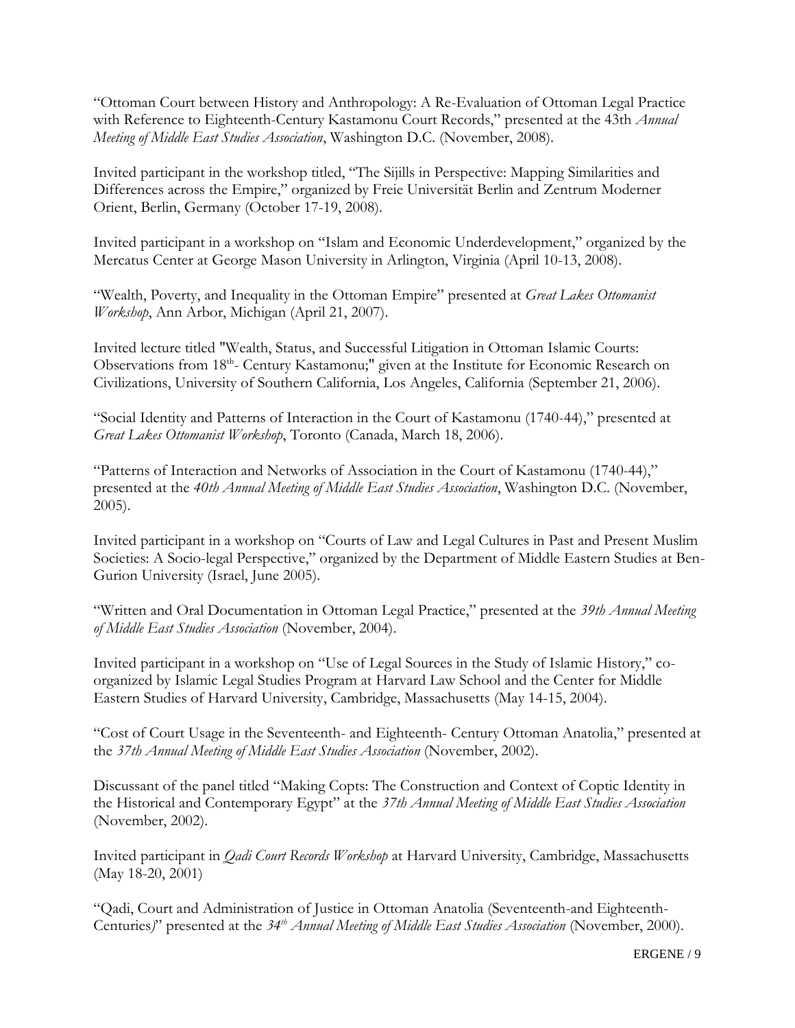"Ottoman Court between History and Anthropology: A Re-Evaluation of Ottoman Legal Practice with Reference to Eighteenth-Century Kastamonu Court Records," presented at the 43th *Annual Meeting of Middle East Studies Association*, Washington D.C. (November, 2008).

Invited participant in the workshop titled, "The Sijills in Perspective: Mapping Similarities and Differences across the Empire," organized by Freie Universität Berlin and Zentrum Moderner Orient, Berlin, Germany (October 17-19, 2008).

Invited participant in a workshop on "Islam and Economic Underdevelopment," organized by the Mercatus Center at George Mason University in Arlington, Virginia (April 10-13, 2008).

"Wealth, Poverty, and Inequality in the Ottoman Empire" presented at *Great Lakes Ottomanist Workshop*, Ann Arbor, Michigan (April 21, 2007).

Invited lecture titled "Wealth, Status, and Successful Litigation in Ottoman Islamic Courts: Observations from 18th- Century Kastamonu;" given at the Institute for Economic Research on Civilizations, University of Southern California, Los Angeles, California (September 21, 2006).

"Social Identity and Patterns of Interaction in the Court of Kastamonu (1740-44)," presented at *Great Lakes Ottomanist Workshop*, Toronto (Canada, March 18, 2006).

"Patterns of Interaction and Networks of Association in the Court of Kastamonu (1740-44)," presented at the *40th Annual Meeting of Middle East Studies Association*, Washington D.C. (November, 2005).

Invited participant in a workshop on "Courts of Law and Legal Cultures in Past and Present Muslim Societies: A Socio-legal Perspective," organized by the Department of Middle Eastern Studies at Ben-Gurion University (Israel, June 2005).

"Written and Oral Documentation in Ottoman Legal Practice," presented at the *39th Annual Meeting of Middle East Studies Association* (November, 2004).

Invited participant in a workshop on "Use of Legal Sources in the Study of Islamic History," co-organized by Islamic Legal Studies Program at Harvard Law School and the Center for Middle Eastern Studies of Harvard University, Cambridge, Massachusetts (May 14-15, 2004).

"Cost of Court Usage in the Seventeenth- and Eighteenth- Century Ottoman Anatolia," presented at the *37th Annual Meeting of Middle East Studies Association* (November, 2002).

Discussant of the panel titled "Making Copts: The Construction and Context of Coptic Identity in the Historical and Contemporary Egypt" at the *37th Annual Meeting of Middle East Studies Association* (November, 2002).

Invited participant in *Qadi Court Records Workshop* at Harvard University, Cambridge, Massachusetts (May 18-20, 2001)

"Qadi, Court and Administration of Justice in Ottoman Anatolia (Seventeenth-and Eighteenth-Centuries)" presented at the *34th Annual Meeting of Middle East Studies Association* (November, 2000).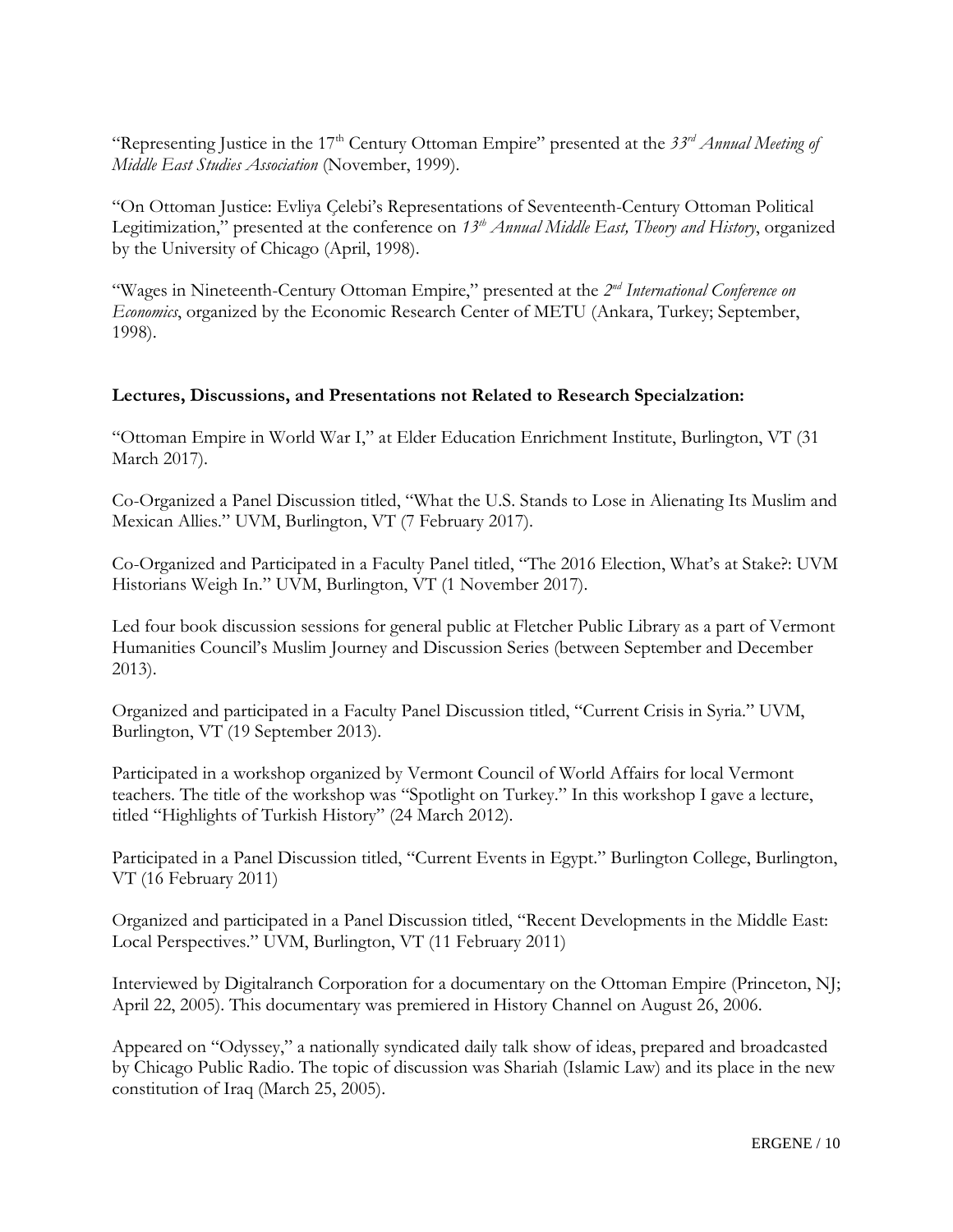"Representing Justice in the 17th Century Ottoman Empire" presented at the *33rd Annual Meeting of Middle East Studies Association* (November, 1999).

"On Ottoman Justice: Evliya Çelebi's Representations of Seventeenth-Century Ottoman Political Legitimization," presented at the conference on *13th Annual Middle East, Theory and History*, organized by the University of Chicago (April, 1998).

"Wages in Nineteenth-Century Ottoman Empire," presented at the *2nd International Conference on Economics*, organized by the Economic Research Center of METU (Ankara, Turkey; September, 1998).

**Lectures, Discussions, and Presentations not Related to Research Specialzation:**

"Ottoman Empire in World War I," at Elder Education Enrichment Institute, Burlington, VT (31 March 2017).

Co-Organized a Panel Discussion titled, "What the U.S. Stands to Lose in Alienating Its Muslim and Mexican Allies." UVM, Burlington, VT (7 February 2017).

Co-Organized and Participated in a Faculty Panel titled, "The 2016 Election, What's at Stake?: UVM Historians Weigh In." UVM, Burlington, VT (1 November 2017).

Led four book discussion sessions for general public at Fletcher Public Library as a part of Vermont Humanities Council's Muslim Journey and Discussion Series (between September and December 2013).

Organized and participated in a Faculty Panel Discussion titled, "Current Crisis in Syria." UVM, Burlington, VT (19 September 2013).

Participated in a workshop organized by Vermont Council of World Affairs for local Vermont teachers. The title of the workshop was "Spotlight on Turkey." In this workshop I gave a lecture, titled "Highlights of Turkish History" (24 March 2012).

Participated in a Panel Discussion titled, "Current Events in Egypt." Burlington College, Burlington, VT (16 February 2011)

Organized and participated in a Panel Discussion titled, "Recent Developments in the Middle East: Local Perspectives." UVM, Burlington, VT (11 February 2011)

Interviewed by Digitalranch Corporation for a documentary on the Ottoman Empire (Princeton, NJ; April 22, 2005). This documentary was premiered in History Channel on August 26, 2006.

Appeared on "Odyssey," a nationally syndicated daily talk show of ideas, prepared and broadcasted by Chicago Public Radio. The topic of discussion was Shariah (Islamic Law) and its place in the new constitution of Iraq (March 25, 2005).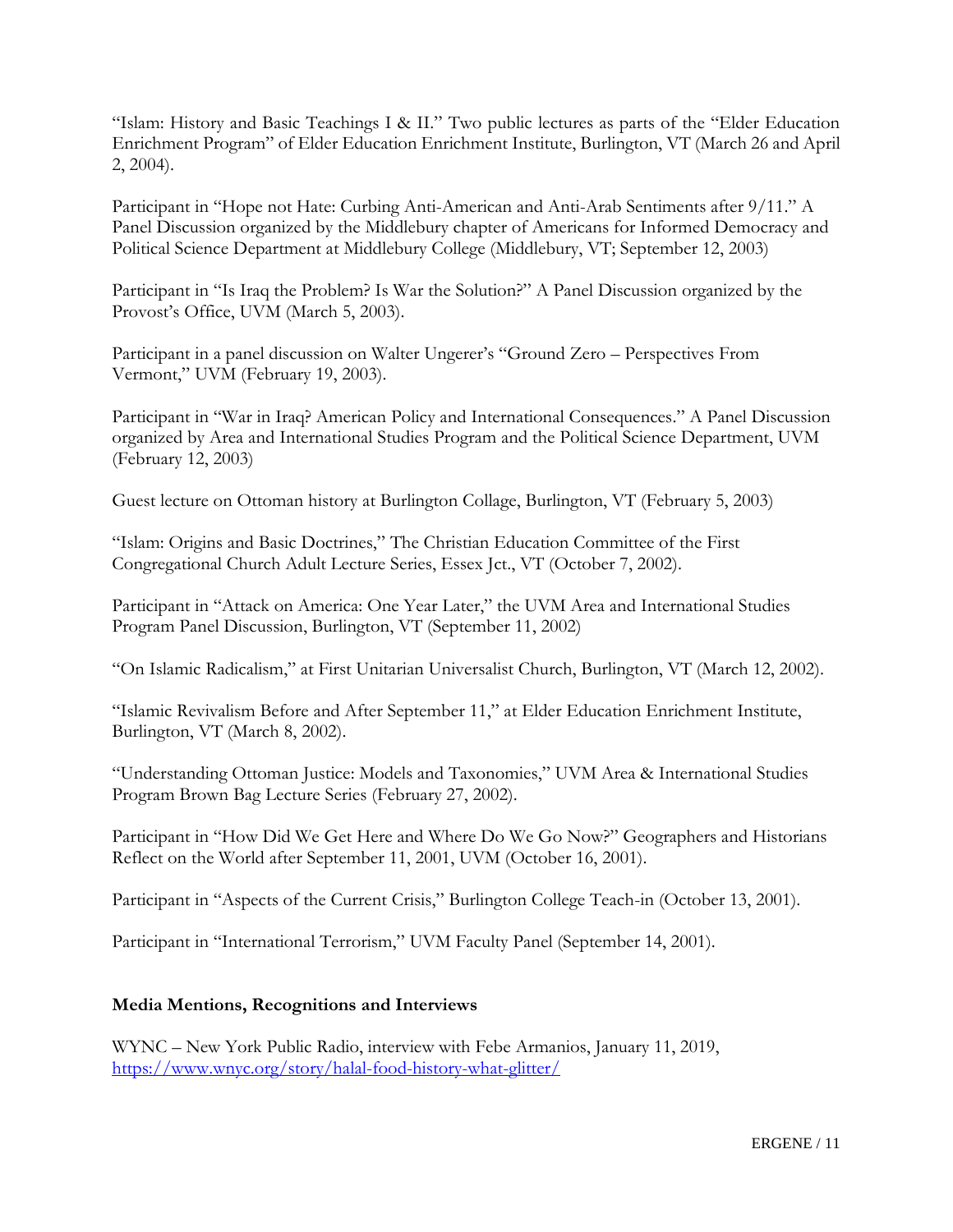"Islam: History and Basic Teachings I & II." Two public lectures as parts of the "Elder Education Enrichment Program" of Elder Education Enrichment Institute, Burlington, VT (March 26 and April 2, 2004).

Participant in "Hope not Hate: Curbing Anti-American and Anti-Arab Sentiments after 9/11." A Panel Discussion organized by the Middlebury chapter of Americans for Informed Democracy and Political Science Department at Middlebury College (Middlebury, VT; September 12, 2003)

Participant in "Is Iraq the Problem? Is War the Solution?" A Panel Discussion organized by the Provost's Office, UVM (March 5, 2003).

Participant in a panel discussion on Walter Ungerer's "Ground Zero – Perspectives From Vermont," UVM (February 19, 2003).

Participant in "War in Iraq? American Policy and International Consequences." A Panel Discussion organized by Area and International Studies Program and the Political Science Department, UVM (February 12, 2003)

Guest lecture on Ottoman history at Burlington Collage, Burlington, VT (February 5, 2003)

"Islam: Origins and Basic Doctrines," The Christian Education Committee of the First Congregational Church Adult Lecture Series, Essex Jct., VT (October 7, 2002).

Participant in "Attack on America: One Year Later," the UVM Area and International Studies Program Panel Discussion, Burlington, VT (September 11, 2002)

"On Islamic Radicalism," at First Unitarian Universalist Church, Burlington, VT (March 12, 2002).

"Islamic Revivalism Before and After September 11," at Elder Education Enrichment Institute, Burlington, VT (March 8, 2002).

"Understanding Ottoman Justice: Models and Taxonomies," UVM Area & International Studies Program Brown Bag Lecture Series (February 27, 2002).

Participant in "How Did We Get Here and Where Do We Go Now?" Geographers and Historians Reflect on the World after September 11, 2001, UVM (October 16, 2001).

Participant in "Aspects of the Current Crisis," Burlington College Teach-in (October 13, 2001).

Participant in "International Terrorism," UVM Faculty Panel (September 14, 2001).

**Media Mentions, Recognitions and Interviews**

WYNC – New York Public Radio, interview with Febe Armanios, January 11, 2019, https://www.wnyc.org/story/halal-food-history-what-glitter/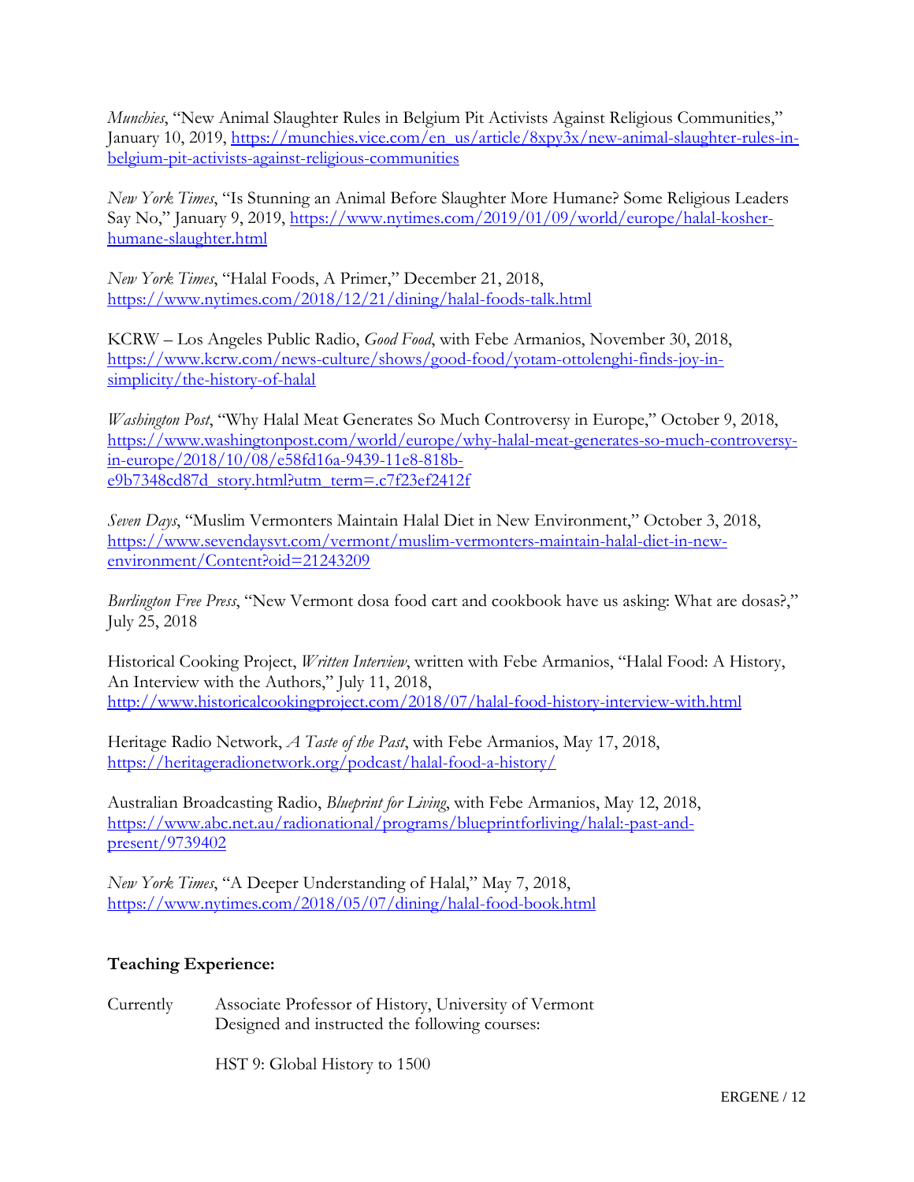*Munchies*, "New Animal Slaughter Rules in Belgium Pit Activists Against Religious Communities," January 10, 2019, https://munchies.vice.com/en_us/article/8xpy3x/new-animal-slaughter-rules-in-belgium-pit-activists-against-religious-communities

*New York Times*, "Is Stunning an Animal Before Slaughter More Humane? Some Religious Leaders Say No," January 9, 2019, https://www.nytimes.com/2019/01/09/world/europe/halal-kosher-humane-slaughter.html

*New York Times*, "Halal Foods, A Primer," December 21, 2018, https://www.nytimes.com/2018/12/21/dining/halal-foods-talk.html

KCRW – Los Angeles Public Radio, *Good Food*, with Febe Armanios, November 30, 2018, https://www.kcrw.com/news-culture/shows/good-food/yotam-ottolenghi-finds-joy-in-simplicity/the-history-of-halal

*Washington Post*, "Why Halal Meat Generates So Much Controversy in Europe," October 9, 2018, https://www.washingtonpost.com/world/europe/why-halal-meat-generates-so-much-controversy-in-europe/2018/10/08/e58fd16a-9439-11e8-818b-e9b7348cd87d_story.html?utm_term=.c7f23ef2412f

*Seven Days*, "Muslim Vermonters Maintain Halal Diet in New Environment," October 3, 2018, https://www.sevendaysvt.com/vermont/muslim-vermonters-maintain-halal-diet-in-new-environment/Content?oid=21243209

*Burlington Free Press*, "New Vermont dosa food cart and cookbook have us asking: What are dosas?," July 25, 2018

Historical Cooking Project, *Written Interview*, written with Febe Armanios, "Halal Food: A History, An Interview with the Authors," July 11, 2018, http://www.historicalcookingproject.com/2018/07/halal-food-history-interview-with.html

Heritage Radio Network, *A Taste of the Past*, with Febe Armanios, May 17, 2018, https://heritageradionetwork.org/podcast/halal-food-a-history/

Australian Broadcasting Radio, *Blueprint for Living*, with Febe Armanios, May 12, 2018, https://www.abc.net.au/radionational/programs/blueprintforliving/halal:-past-and-present/9739402

*New York Times*, "A Deeper Understanding of Halal," May 7, 2018, https://www.nytimes.com/2018/05/07/dining/halal-food-book.html

**Teaching Experience:**

Currently — Associate Professor of History, University of Vermont
Designed and instructed the following courses:

HST 9: Global History to 1500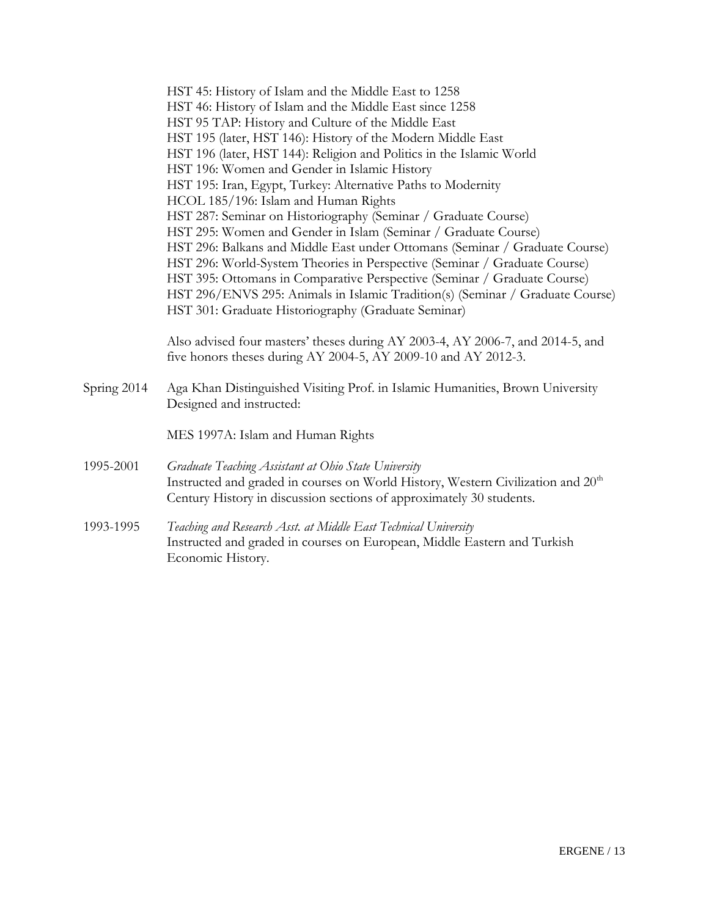HST 45: History of Islam and the Middle East to 1258
HST 46: History of Islam and the Middle East since 1258
HST 95 TAP: History and Culture of the Middle East
HST 195 (later, HST 146): History of the Modern Middle East
HST 196 (later, HST 144): Religion and Politics in the Islamic World
HST 196: Women and Gender in Islamic History
HST 195: Iran, Egypt, Turkey: Alternative Paths to Modernity
HCOL 185/196: Islam and Human Rights
HST 287: Seminar on Historiography (Seminar / Graduate Course)
HST 295: Women and Gender in Islam (Seminar / Graduate Course)
HST 296: Balkans and Middle East under Ottomans (Seminar / Graduate Course)
HST 296: World-System Theories in Perspective (Seminar / Graduate Course)
HST 395: Ottomans in Comparative Perspective (Seminar / Graduate Course)
HST 296/ENVS 295: Animals in Islamic Tradition(s) (Seminar / Graduate Course)
HST 301: Graduate Historiography (Graduate Seminar)

Also advised four masters' theses during AY 2003-4, AY 2006-7, and 2014-5, and five honors theses during AY 2004-5, AY 2009-10 and AY 2012-3.

Spring 2014 — Aga Khan Distinguished Visiting Prof. in Islamic Humanities, Brown University
Designed and instructed:

MES 1997A: Islam and Human Rights

1995-2001 — *Graduate Teaching Assistant at Ohio State University*
Instructed and graded in courses on World History, Western Civilization and 20th Century History in discussion sections of approximately 30 students.

1993-1995 — *Teaching and Research Asst. at Middle East Technical University*
Instructed and graded in courses on European, Middle Eastern and Turkish Economic History.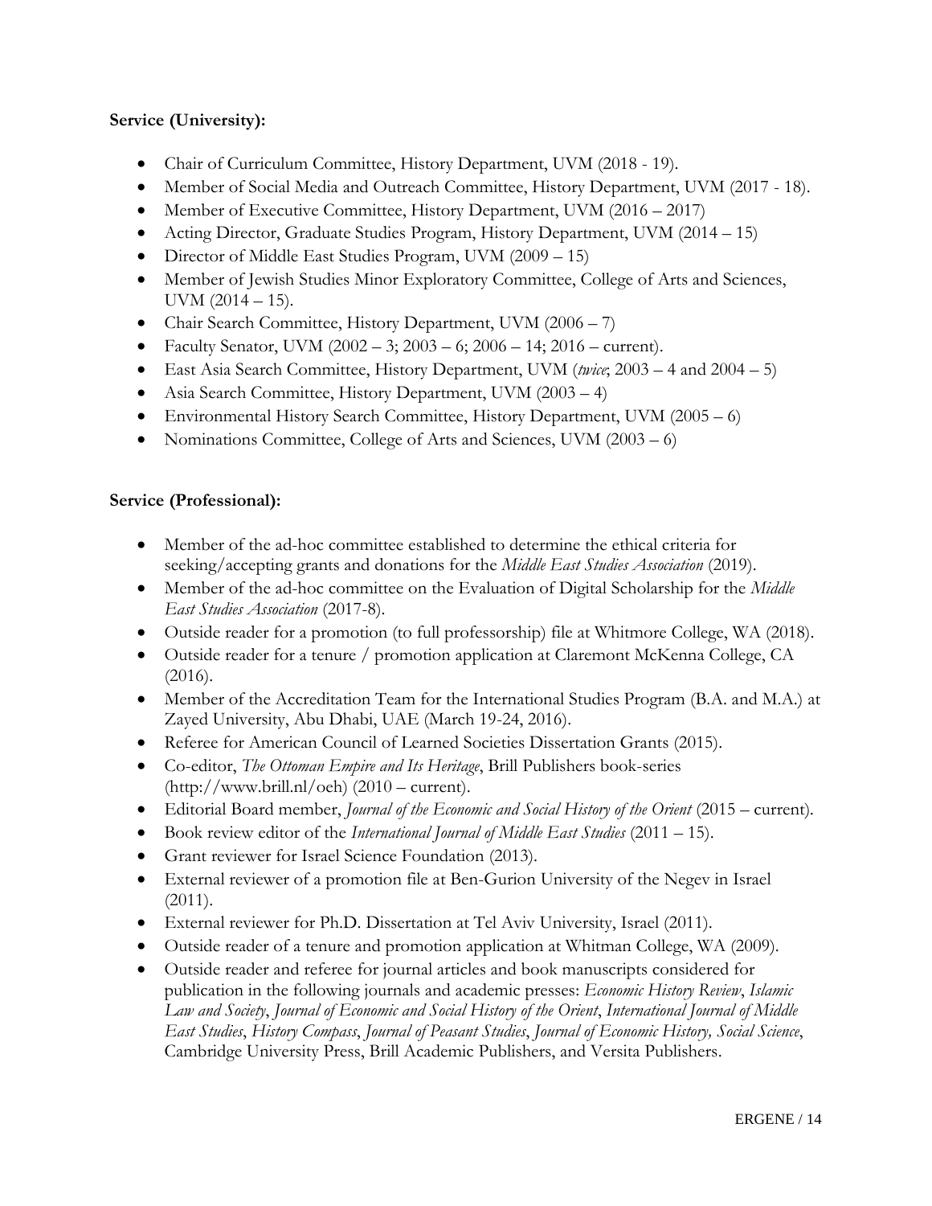**Service (University):**

- Chair of Curriculum Committee, History Department, UVM (2018 - 19).
- Member of Social Media and Outreach Committee, History Department, UVM (2017 - 18).
- Member of Executive Committee, History Department, UVM (2016 – 2017)
- Acting Director, Graduate Studies Program, History Department, UVM (2014 – 15)
- Director of Middle East Studies Program, UVM (2009 – 15)
- Member of Jewish Studies Minor Exploratory Committee, College of Arts and Sciences, UVM (2014 – 15).
- Chair Search Committee, History Department, UVM (2006 – 7)
- Faculty Senator, UVM (2002 – 3; 2003 – 6; 2006 – 14; 2016 – current).
- East Asia Search Committee, History Department, UVM (*twice*; 2003 – 4 and 2004 – 5)
- Asia Search Committee, History Department, UVM (2003 – 4)
- Environmental History Search Committee, History Department, UVM (2005 – 6)
- Nominations Committee, College of Arts and Sciences, UVM (2003 – 6)

**Service (Professional):**

- Member of the ad-hoc committee established to determine the ethical criteria for seeking/accepting grants and donations for the *Middle East Studies Association* (2019).
- Member of the ad-hoc committee on the Evaluation of Digital Scholarship for the *Middle East Studies Association* (2017-8).
- Outside reader for a promotion (to full professorship) file at Whitmore College, WA (2018).
- Outside reader for a tenure / promotion application at Claremont McKenna College, CA (2016).
- Member of the Accreditation Team for the International Studies Program (B.A. and M.A.) at Zayed University, Abu Dhabi, UAE (March 19-24, 2016).
- Referee for American Council of Learned Societies Dissertation Grants (2015).
- Co-editor, *The Ottoman Empire and Its Heritage*, Brill Publishers book-series (http://www.brill.nl/oeh) (2010 – current).
- Editorial Board member, *Journal of the Economic and Social History of the Orient* (2015 – current).
- Book review editor of the *International Journal of Middle East Studies* (2011 – 15).
- Grant reviewer for Israel Science Foundation (2013).
- External reviewer of a promotion file at Ben-Gurion University of the Negev in Israel (2011).
- External reviewer for Ph.D. Dissertation at Tel Aviv University, Israel (2011).
- Outside reader of a tenure and promotion application at Whitman College, WA (2009).
- Outside reader and referee for journal articles and book manuscripts considered for publication in the following journals and academic presses: *Economic History Review*, *Islamic Law and Society*, *Journal of Economic and Social History of the Orient*, *International Journal of Middle East Studies*, *History Compass*, *Journal of Peasant Studies*, *Journal of Economic History, Social Science*, Cambridge University Press, Brill Academic Publishers, and Versita Publishers.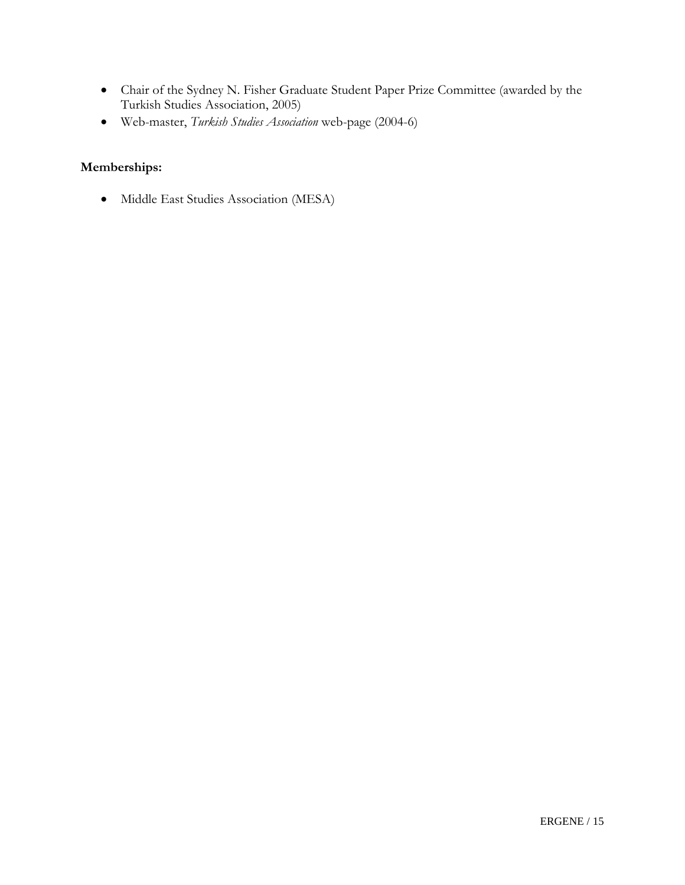- Chair of the Sydney N. Fisher Graduate Student Paper Prize Committee (awarded by the Turkish Studies Association, 2005)
- Web-master, *Turkish Studies Association* web-page (2004-6)

**Memberships:**

- Middle East Studies Association (MESA)